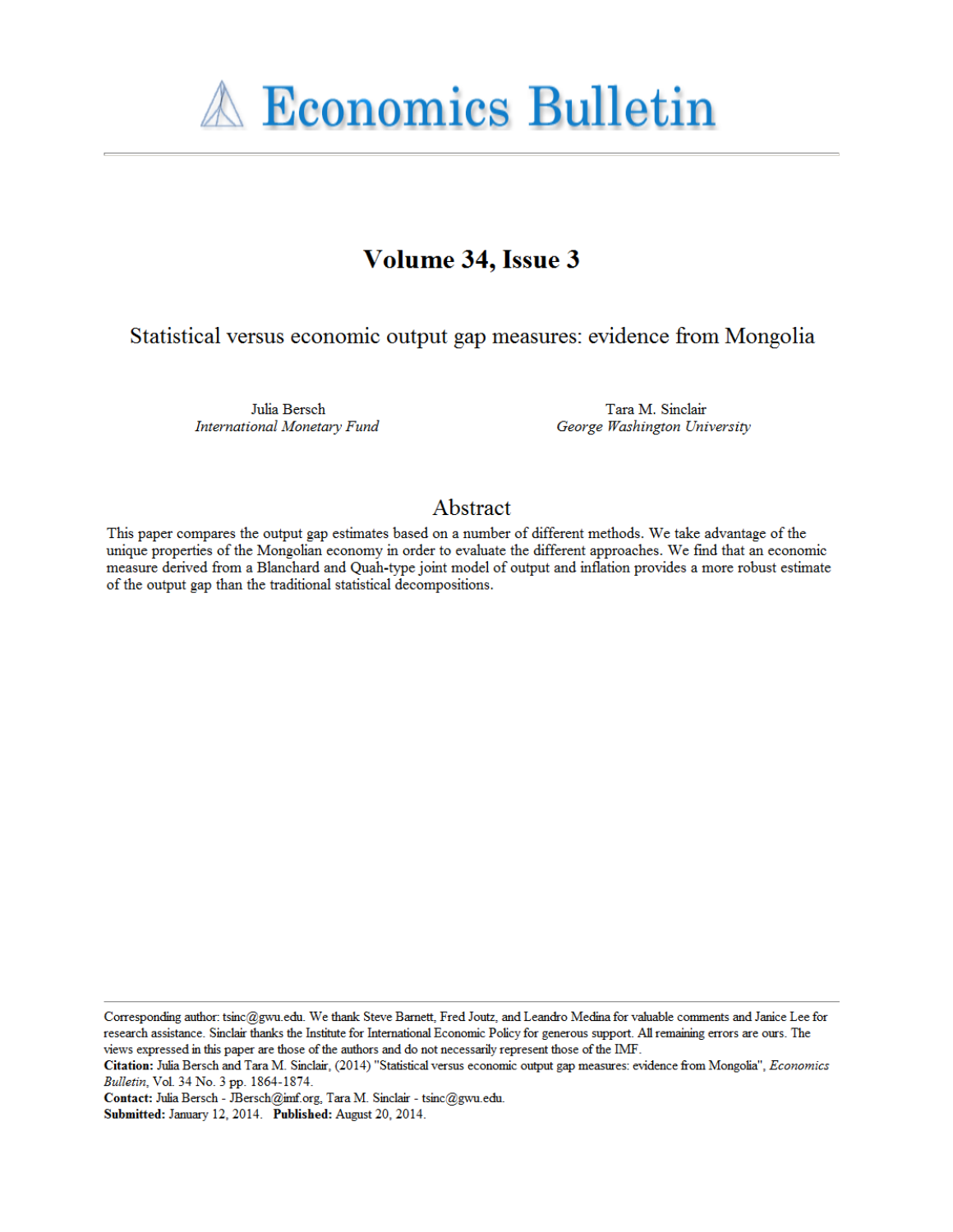# Economics Bulletin

## Volume 34, Issue 3

### Statistical versus economic output gap measures: evidence from Mongolia

Julia Bersch
*International Monetary Fund*

Tara M. Sinclair
*George Washington University*

## Abstract

This paper compares the output gap estimates based on a number of different methods. We take advantage of the unique properties of the Mongolian economy in order to evaluate the different approaches. We find that an economic measure derived from a Blanchard and Quah-type joint model of output and inflation provides a more robust estimate of the output gap than the traditional statistical decompositions.

---

Corresponding author: tsinc@gwu.edu. We thank Steve Barnett, Fred Joutz, and Leandro Medina for valuable comments and Janice Lee for research assistance. Sinclair thanks the Institute for International Economic Policy for generous support. All remaining errors are ours. The views expressed in this paper are those of the authors and do not necessarily represent those of the IMF.

**Citation:** Julia Bersch and Tara M. Sinclair, (2014) "Statistical versus economic output gap measures: evidence from Mongolia", *Economics Bulletin*, Vol. 34 No. 3 pp. 1864-1874.

**Contact:** Julia Bersch - JBersch@imf.org, Tara M. Sinclair - tsinc@gwu.edu.

**Submitted:** January 12, 2014. **Published:** August 20, 2014.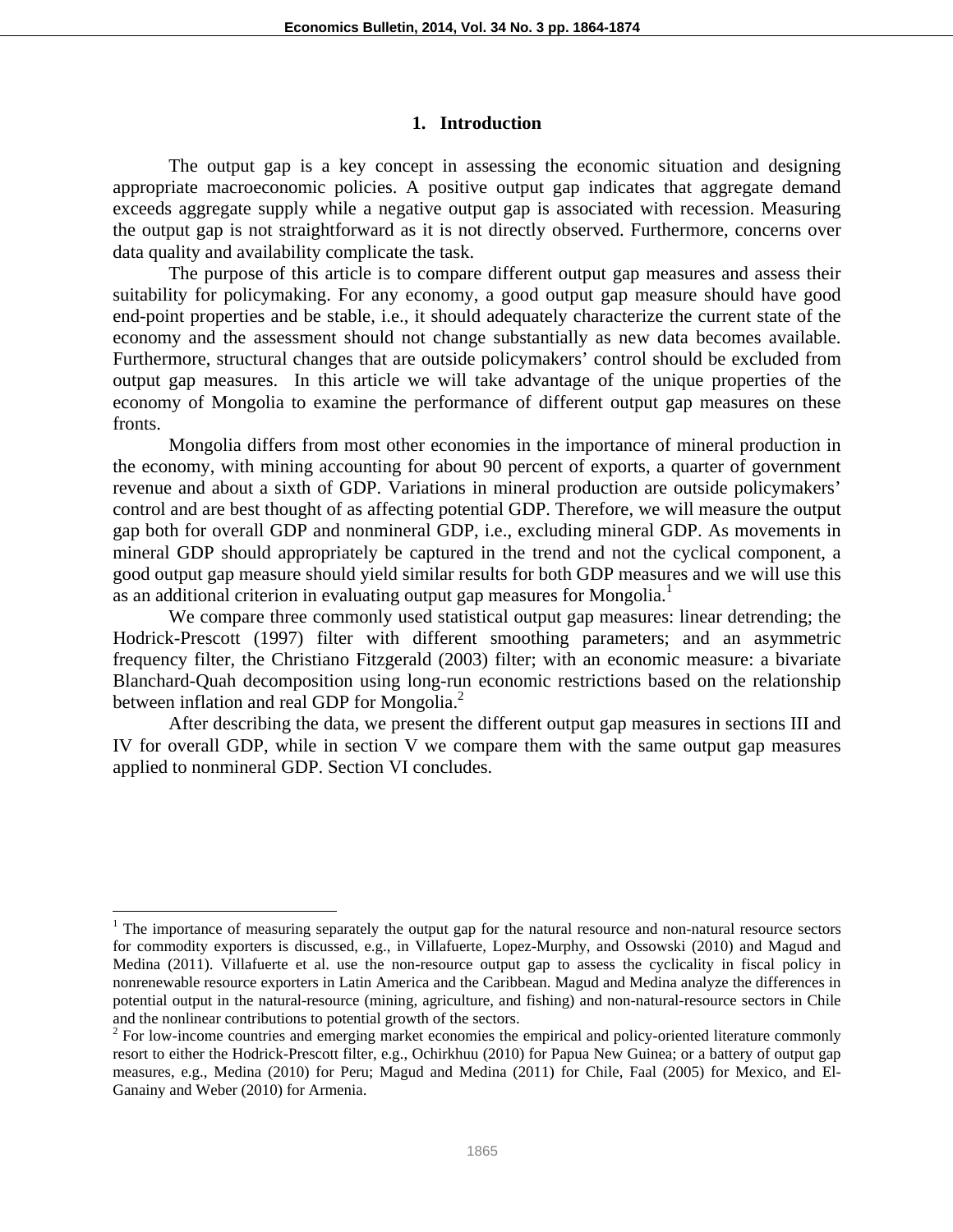## 1. Introduction

The output gap is a key concept in assessing the economic situation and designing appropriate macroeconomic policies. A positive output gap indicates that aggregate demand exceeds aggregate supply while a negative output gap is associated with recession. Measuring the output gap is not straightforward as it is not directly observed. Furthermore, concerns over data quality and availability complicate the task.

The purpose of this article is to compare different output gap measures and assess their suitability for policymaking. For any economy, a good output gap measure should have good end-point properties and be stable, i.e., it should adequately characterize the current state of the economy and the assessment should not change substantially as new data becomes available. Furthermore, structural changes that are outside policymakers' control should be excluded from output gap measures. In this article we will take advantage of the unique properties of the economy of Mongolia to examine the performance of different output gap measures on these fronts.

Mongolia differs from most other economies in the importance of mineral production in the economy, with mining accounting for about 90 percent of exports, a quarter of government revenue and about a sixth of GDP. Variations in mineral production are outside policymakers' control and are best thought of as affecting potential GDP. Therefore, we will measure the output gap both for overall GDP and nonmineral GDP, i.e., excluding mineral GDP. As movements in mineral GDP should appropriately be captured in the trend and not the cyclical component, a good output gap measure should yield similar results for both GDP measures and we will use this as an additional criterion in evaluating output gap measures for Mongolia.[1]

We compare three commonly used statistical output gap measures: linear detrending; the Hodrick-Prescott (1997) filter with different smoothing parameters; and an asymmetric frequency filter, the Christiano Fitzgerald (2003) filter; with an economic measure: a bivariate Blanchard-Quah decomposition using long-run economic restrictions based on the relationship between inflation and real GDP for Mongolia.[2]

After describing the data, we present the different output gap measures in sections III and IV for overall GDP, while in section V we compare them with the same output gap measures applied to nonmineral GDP. Section VI concludes.

---

[1] The importance of measuring separately the output gap for the natural resource and non-natural resource sectors for commodity exporters is discussed, e.g., in Villafuerte, Lopez-Murphy, and Ossowski (2010) and Magud and Medina (2011). Villafuerte et al. use the non-resource output gap to assess the cyclicality in fiscal policy in nonrenewable resource exporters in Latin America and the Caribbean. Magud and Medina analyze the differences in potential output in the natural-resource (mining, agriculture, and fishing) and non-natural-resource sectors in Chile and the nonlinear contributions to potential growth of the sectors.

[2] For low-income countries and emerging market economies the empirical and policy-oriented literature commonly resort to either the Hodrick-Prescott filter, e.g., Ochirkhuu (2010) for Papua New Guinea; or a battery of output gap measures, e.g., Medina (2010) for Peru; Magud and Medina (2011) for Chile, Faal (2005) for Mexico, and El-Ganainy and Weber (2010) for Armenia.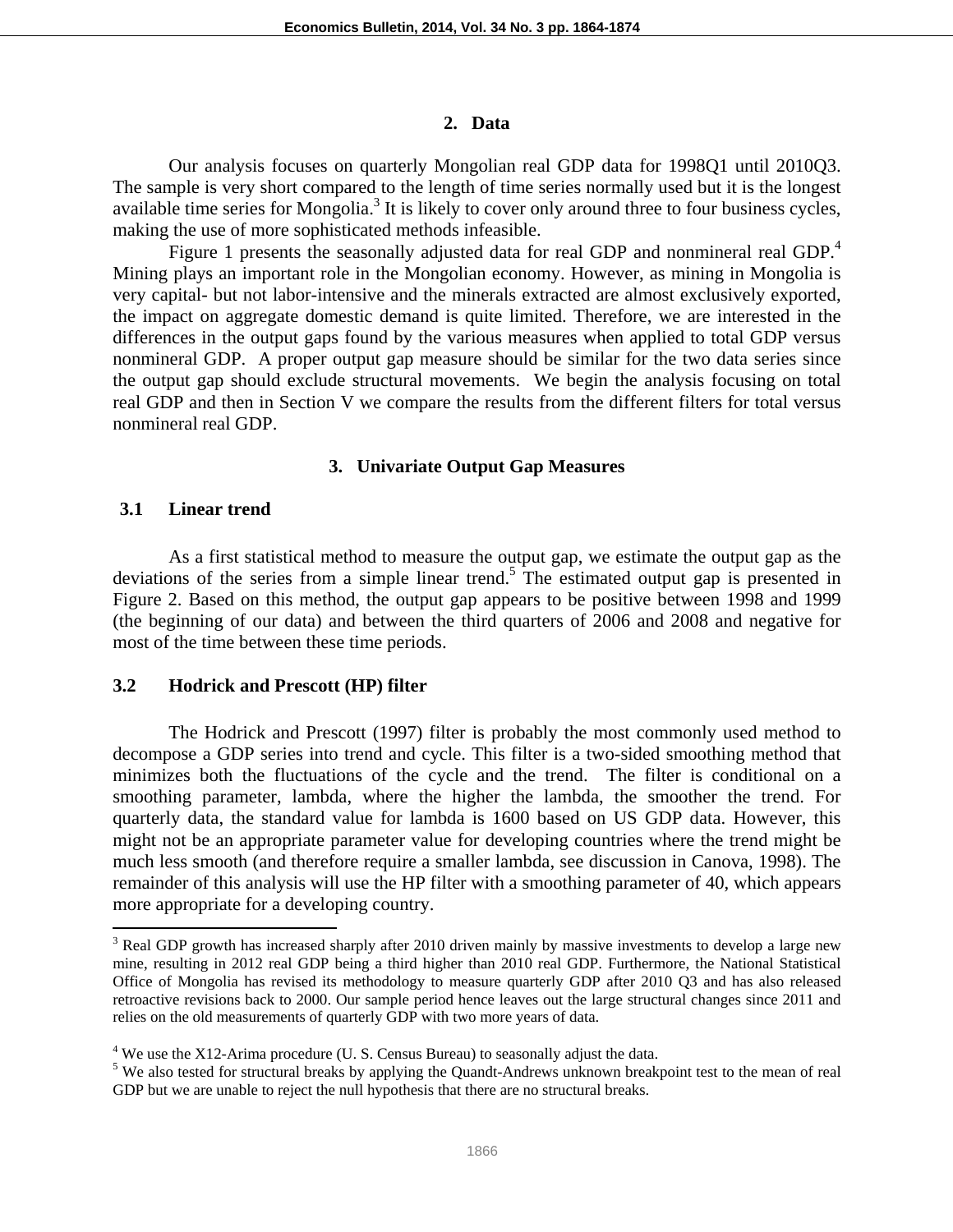## 2. Data

Our analysis focuses on quarterly Mongolian real GDP data for 1998Q1 until 2010Q3. The sample is very short compared to the length of time series normally used but it is the longest available time series for Mongolia.[3] It is likely to cover only around three to four business cycles, making the use of more sophisticated methods infeasible.

Figure 1 presents the seasonally adjusted data for real GDP and nonmineral real GDP.[4] Mining plays an important role in the Mongolian economy. However, as mining in Mongolia is very capital- but not labor-intensive and the minerals extracted are almost exclusively exported, the impact on aggregate domestic demand is quite limited. Therefore, we are interested in the differences in the output gaps found by the various measures when applied to total GDP versus nonmineral GDP. A proper output gap measure should be similar for the two data series since the output gap should exclude structural movements. We begin the analysis focusing on total real GDP and then in Section V we compare the results from the different filters for total versus nonmineral real GDP.

## 3. Univariate Output Gap Measures

### 3.1 Linear trend

As a first statistical method to measure the output gap, we estimate the output gap as the deviations of the series from a simple linear trend.[5] The estimated output gap is presented in Figure 2. Based on this method, the output gap appears to be positive between 1998 and 1999 (the beginning of our data) and between the third quarters of 2006 and 2008 and negative for most of the time between these time periods.

### 3.2 Hodrick and Prescott (HP) filter

The Hodrick and Prescott (1997) filter is probably the most commonly used method to decompose a GDP series into trend and cycle. This filter is a two-sided smoothing method that minimizes both the fluctuations of the cycle and the trend. The filter is conditional on a smoothing parameter, lambda, where the higher the lambda, the smoother the trend. For quarterly data, the standard value for lambda is 1600 based on US GDP data. However, this might not be an appropriate parameter value for developing countries where the trend might be much less smooth (and therefore require a smaller lambda, see discussion in Canova, 1998). The remainder of this analysis will use the HP filter with a smoothing parameter of 40, which appears more appropriate for a developing country.

---

[3] Real GDP growth has increased sharply after 2010 driven mainly by massive investments to develop a large new mine, resulting in 2012 real GDP being a third higher than 2010 real GDP. Furthermore, the National Statistical Office of Mongolia has revised its methodology to measure quarterly GDP after 2010 Q3 and has also released retroactive revisions back to 2000. Our sample period hence leaves out the large structural changes since 2011 and relies on the old measurements of quarterly GDP with two more years of data.

[4] We use the X12-Arima procedure (U. S. Census Bureau) to seasonally adjust the data.

[5] We also tested for structural breaks by applying the Quandt-Andrews unknown breakpoint test to the mean of real GDP but we are unable to reject the null hypothesis that there are no structural breaks.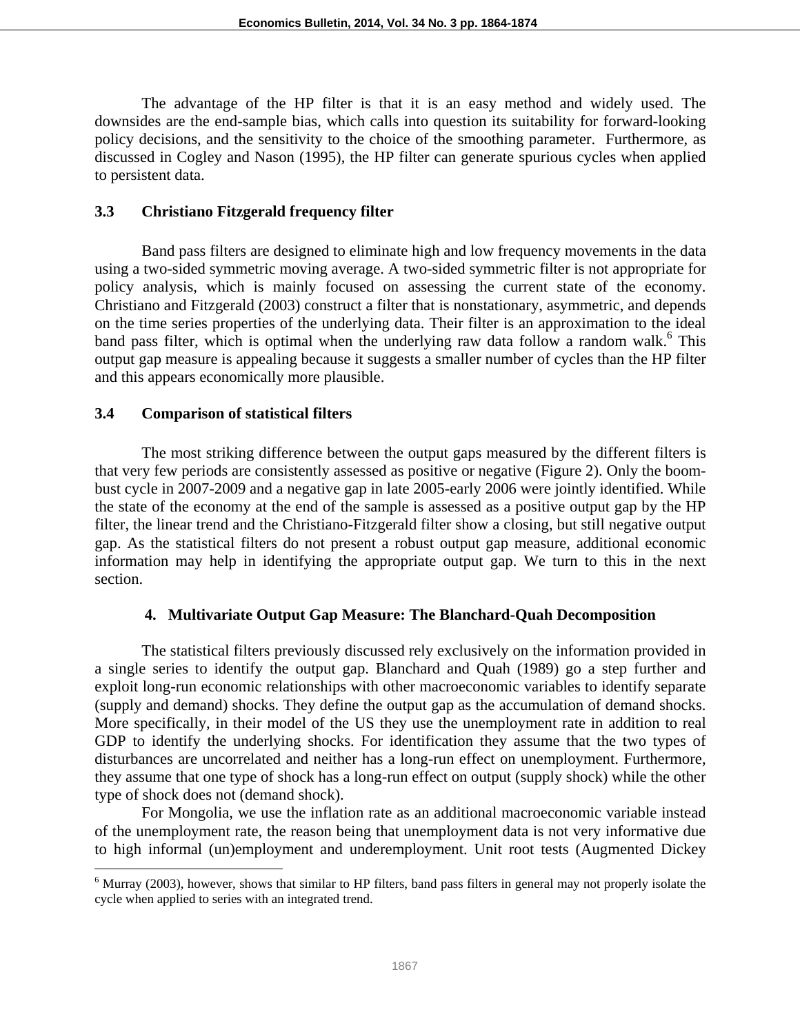The advantage of the HP filter is that it is an easy method and widely used. The downsides are the end-sample bias, which calls into question its suitability for forward-looking policy decisions, and the sensitivity to the choice of the smoothing parameter. Furthermore, as discussed in Cogley and Nason (1995), the HP filter can generate spurious cycles when applied to persistent data.

### 3.3 Christiano Fitzgerald frequency filter

Band pass filters are designed to eliminate high and low frequency movements in the data using a two-sided symmetric moving average. A two-sided symmetric filter is not appropriate for policy analysis, which is mainly focused on assessing the current state of the economy. Christiano and Fitzgerald (2003) construct a filter that is nonstationary, asymmetric, and depends on the time series properties of the underlying data. Their filter is an approximation to the ideal band pass filter, which is optimal when the underlying raw data follow a random walk.[6] This output gap measure is appealing because it suggests a smaller number of cycles than the HP filter and this appears economically more plausible.

### 3.4 Comparison of statistical filters

The most striking difference between the output gaps measured by the different filters is that very few periods are consistently assessed as positive or negative (Figure 2). Only the boom-bust cycle in 2007-2009 and a negative gap in late 2005-early 2006 were jointly identified. While the state of the economy at the end of the sample is assessed as a positive output gap by the HP filter, the linear trend and the Christiano-Fitzgerald filter show a closing, but still negative output gap. As the statistical filters do not present a robust output gap measure, additional economic information may help in identifying the appropriate output gap. We turn to this in the next section.

## 4. Multivariate Output Gap Measure: The Blanchard-Quah Decomposition

The statistical filters previously discussed rely exclusively on the information provided in a single series to identify the output gap. Blanchard and Quah (1989) go a step further and exploit long-run economic relationships with other macroeconomic variables to identify separate (supply and demand) shocks. They define the output gap as the accumulation of demand shocks. More specifically, in their model of the US they use the unemployment rate in addition to real GDP to identify the underlying shocks. For identification they assume that the two types of disturbances are uncorrelated and neither has a long-run effect on unemployment. Furthermore, they assume that one type of shock has a long-run effect on output (supply shock) while the other type of shock does not (demand shock).

For Mongolia, we use the inflation rate as an additional macroeconomic variable instead of the unemployment rate, the reason being that unemployment data is not very informative due to high informal (un)employment and underemployment. Unit root tests (Augmented Dickey

[6] Murray (2003), however, shows that similar to HP filters, band pass filters in general may not properly isolate the cycle when applied to series with an integrated trend.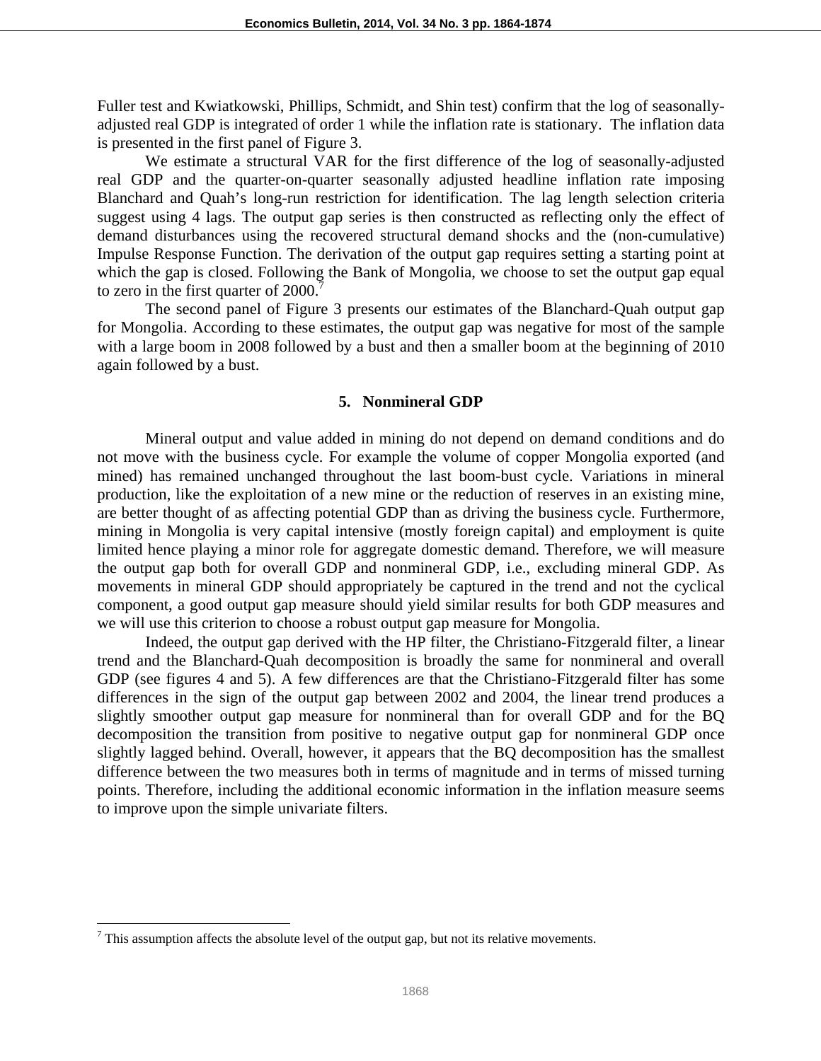Fuller test and Kwiatkowski, Phillips, Schmidt, and Shin test) confirm that the log of seasonally-adjusted real GDP is integrated of order 1 while the inflation rate is stationary. The inflation data is presented in the first panel of Figure 3.

We estimate a structural VAR for the first difference of the log of seasonally-adjusted real GDP and the quarter-on-quarter seasonally adjusted headline inflation rate imposing Blanchard and Quah's long-run restriction for identification. The lag length selection criteria suggest using 4 lags. The output gap series is then constructed as reflecting only the effect of demand disturbances using the recovered structural demand shocks and the (non-cumulative) Impulse Response Function. The derivation of the output gap requires setting a starting point at which the gap is closed. Following the Bank of Mongolia, we choose to set the output gap equal to zero in the first quarter of 2000.[7]

The second panel of Figure 3 presents our estimates of the Blanchard-Quah output gap for Mongolia. According to these estimates, the output gap was negative for most of the sample with a large boom in 2008 followed by a bust and then a smaller boom at the beginning of 2010 again followed by a bust.

## 5. Nonmineral GDP

Mineral output and value added in mining do not depend on demand conditions and do not move with the business cycle. For example the volume of copper Mongolia exported (and mined) has remained unchanged throughout the last boom-bust cycle. Variations in mineral production, like the exploitation of a new mine or the reduction of reserves in an existing mine, are better thought of as affecting potential GDP than as driving the business cycle. Furthermore, mining in Mongolia is very capital intensive (mostly foreign capital) and employment is quite limited hence playing a minor role for aggregate domestic demand. Therefore, we will measure the output gap both for overall GDP and nonmineral GDP, i.e., excluding mineral GDP. As movements in mineral GDP should appropriately be captured in the trend and not the cyclical component, a good output gap measure should yield similar results for both GDP measures and we will use this criterion to choose a robust output gap measure for Mongolia.

Indeed, the output gap derived with the HP filter, the Christiano-Fitzgerald filter, a linear trend and the Blanchard-Quah decomposition is broadly the same for nonmineral and overall GDP (see figures 4 and 5). A few differences are that the Christiano-Fitzgerald filter has some differences in the sign of the output gap between 2002 and 2004, the linear trend produces a slightly smoother output gap measure for nonmineral than for overall GDP and for the BQ decomposition the transition from positive to negative output gap for nonmineral GDP once slightly lagged behind. Overall, however, it appears that the BQ decomposition has the smallest difference between the two measures both in terms of magnitude and in terms of missed turning points. Therefore, including the additional economic information in the inflation measure seems to improve upon the simple univariate filters.

---

[7] This assumption affects the absolute level of the output gap, but not its relative movements.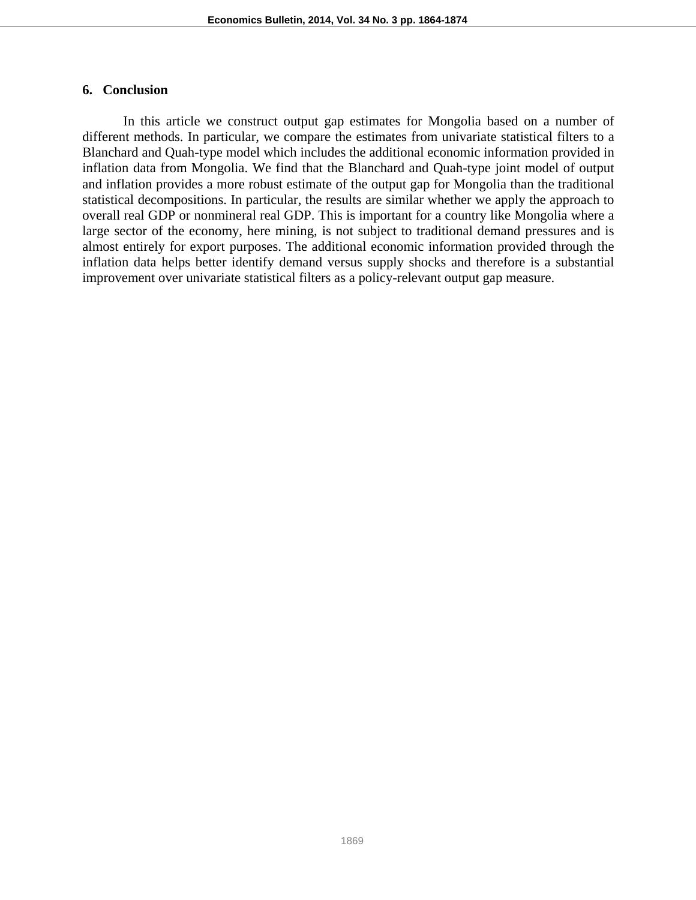## 6. Conclusion

In this article we construct output gap estimates for Mongolia based on a number of different methods. In particular, we compare the estimates from univariate statistical filters to a Blanchard and Quah-type model which includes the additional economic information provided in inflation data from Mongolia. We find that the Blanchard and Quah-type joint model of output and inflation provides a more robust estimate of the output gap for Mongolia than the traditional statistical decompositions. In particular, the results are similar whether we apply the approach to overall real GDP or nonmineral real GDP. This is important for a country like Mongolia where a large sector of the economy, here mining, is not subject to traditional demand pressures and is almost entirely for export purposes. The additional economic information provided through the inflation data helps better identify demand versus supply shocks and therefore is a substantial improvement over univariate statistical filters as a policy-relevant output gap measure.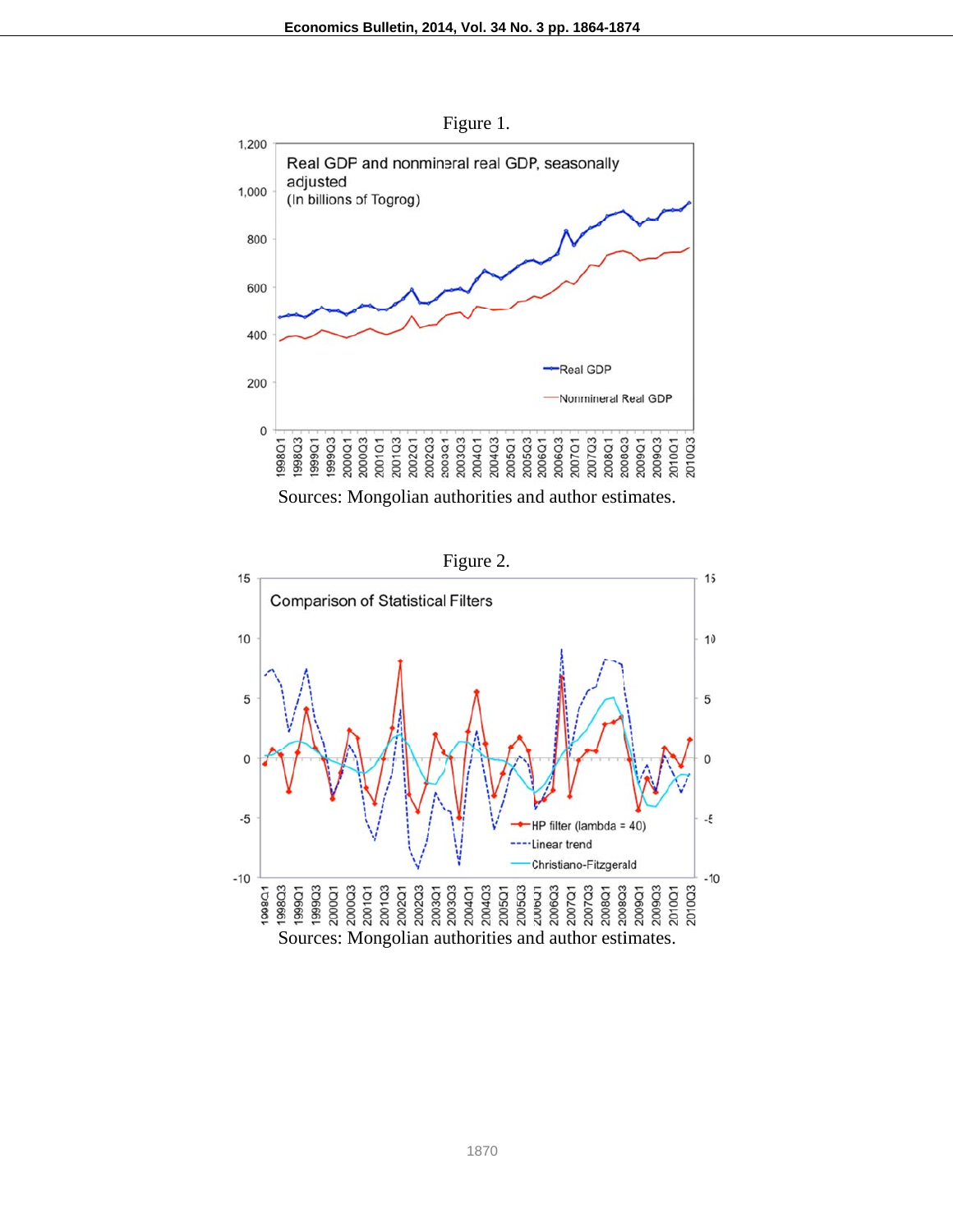Figure 1.

Sources: Mongolian authorities and author estimates.

Figure 2.

Sources: Mongolian authorities and author estimates.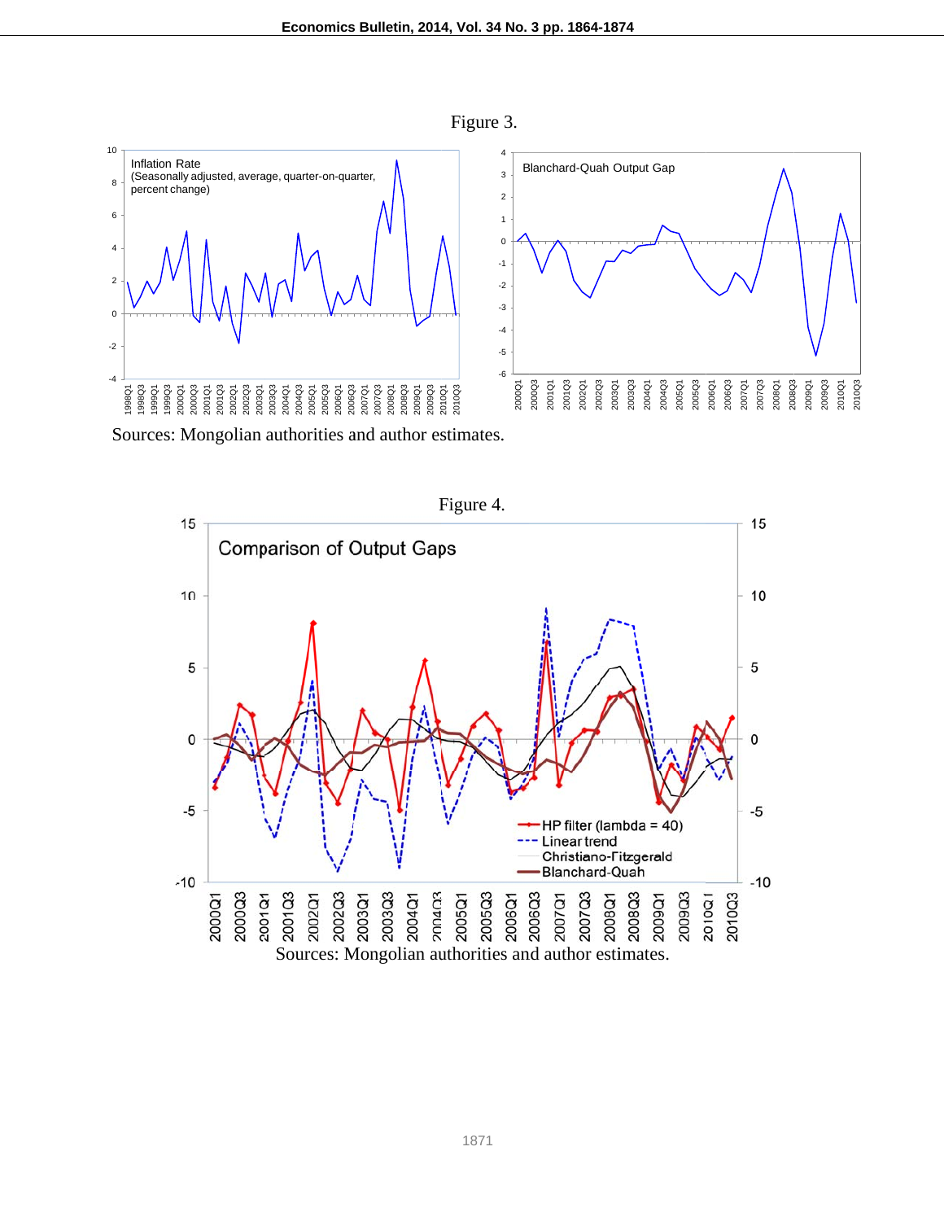Figure 3.

Sources: Mongolian authorities and author estimates.

Figure 4.

Sources: Mongolian authorities and author estimates.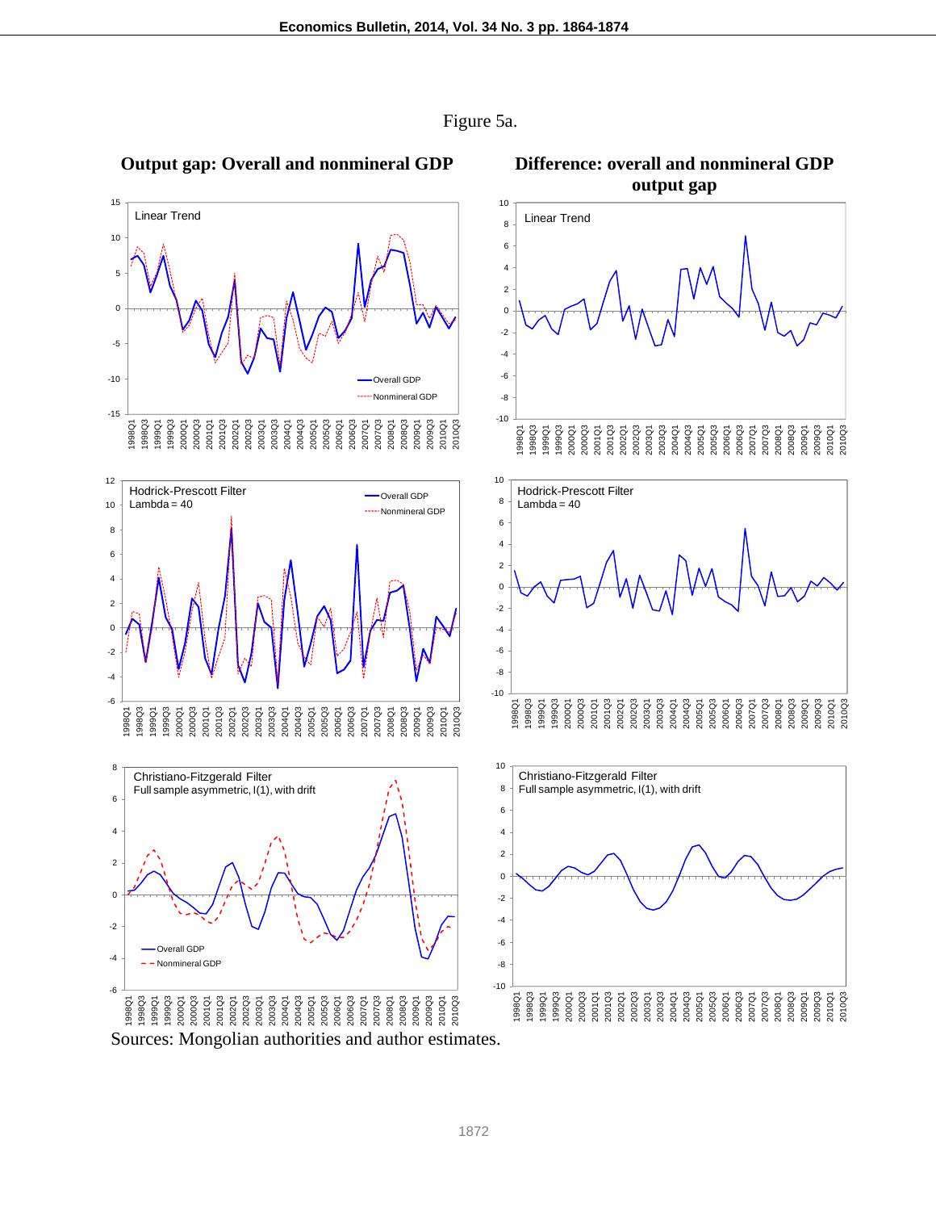Figure 5a.

**Output gap: Overall and nonmineral GDP**

**Difference: overall and nonmineral GDP output gap**

Sources: Mongolian authorities and author estimates.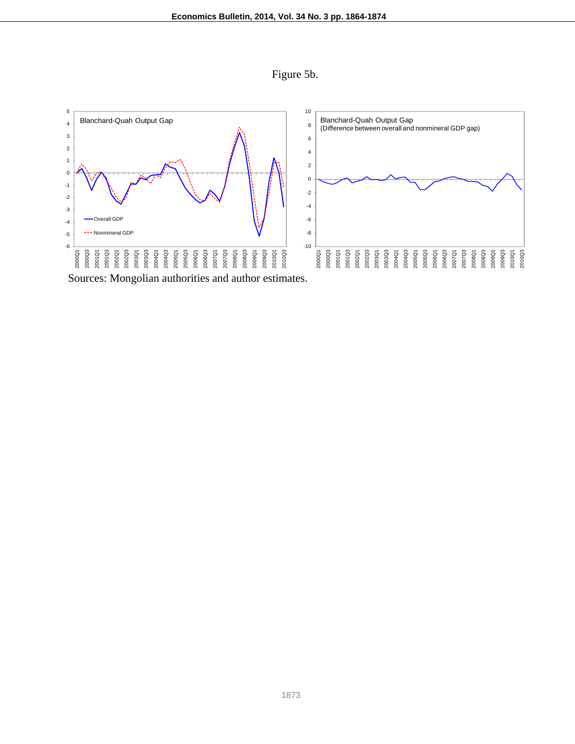Figure 5b.

Sources: Mongolian authorities and author estimates.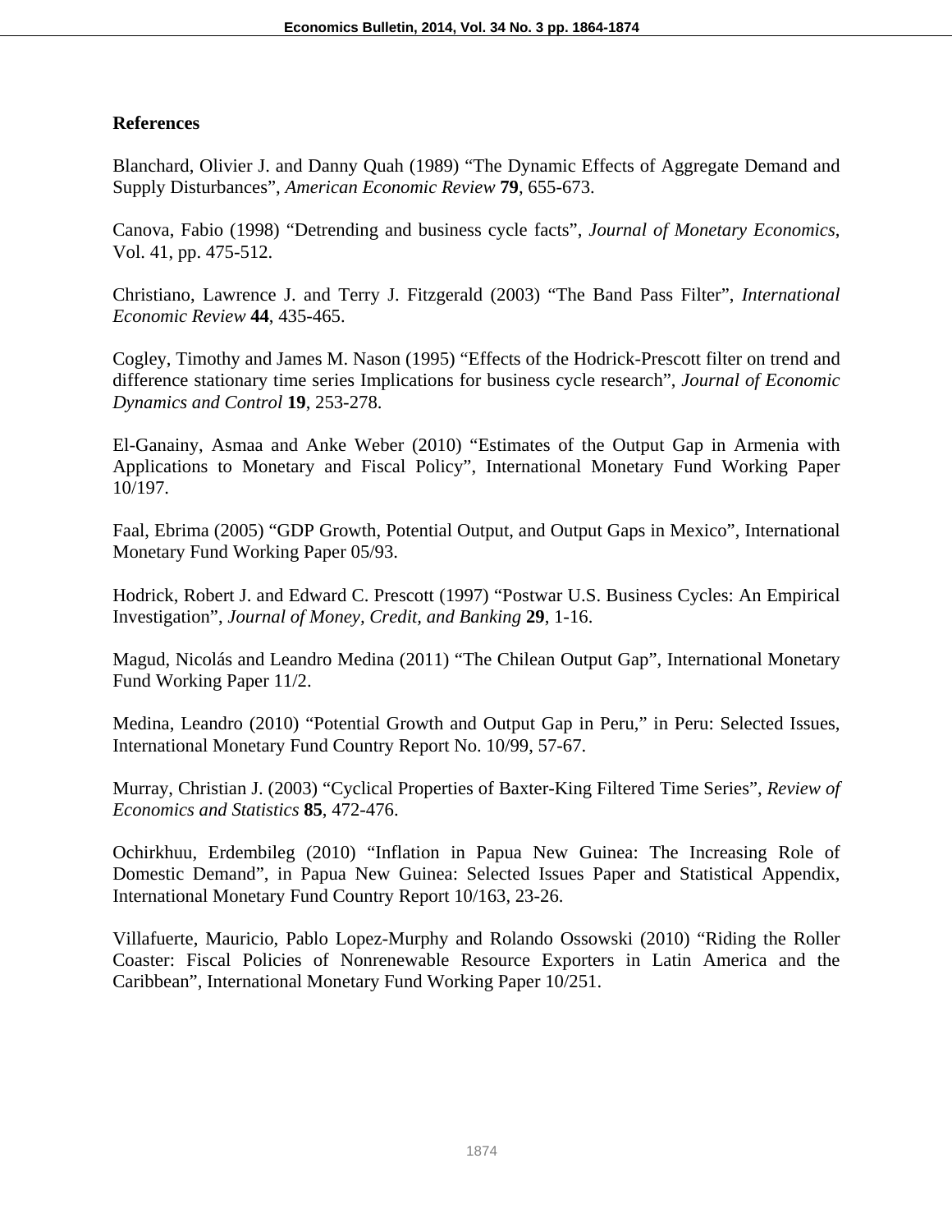## References

Blanchard, Olivier J. and Danny Quah (1989) "The Dynamic Effects of Aggregate Demand and Supply Disturbances", *American Economic Review* **79**, 655-673.

Canova, Fabio (1998) "Detrending and business cycle facts", *Journal of Monetary Economics*, Vol. 41, pp. 475-512.

Christiano, Lawrence J. and Terry J. Fitzgerald (2003) "The Band Pass Filter", *International Economic Review* **44**, 435-465.

Cogley, Timothy and James M. Nason (1995) "Effects of the Hodrick-Prescott filter on trend and difference stationary time series Implications for business cycle research", *Journal of Economic Dynamics and Control* **19**, 253-278.

El-Ganainy, Asmaa and Anke Weber (2010) "Estimates of the Output Gap in Armenia with Applications to Monetary and Fiscal Policy", International Monetary Fund Working Paper 10/197.

Faal, Ebrima (2005) "GDP Growth, Potential Output, and Output Gaps in Mexico", International Monetary Fund Working Paper 05/93.

Hodrick, Robert J. and Edward C. Prescott (1997) "Postwar U.S. Business Cycles: An Empirical Investigation", *Journal of Money, Credit, and Banking* **29**, 1-16.

Magud, Nicolás and Leandro Medina (2011) "The Chilean Output Gap", International Monetary Fund Working Paper 11/2.

Medina, Leandro (2010) "Potential Growth and Output Gap in Peru," in Peru: Selected Issues, International Monetary Fund Country Report No. 10/99, 57-67.

Murray, Christian J. (2003) "Cyclical Properties of Baxter-King Filtered Time Series", *Review of Economics and Statistics* **85**, 472-476.

Ochirkhuu, Erdembileg (2010) "Inflation in Papua New Guinea: The Increasing Role of Domestic Demand", in Papua New Guinea: Selected Issues Paper and Statistical Appendix, International Monetary Fund Country Report 10/163, 23-26.

Villafuerte, Mauricio, Pablo Lopez-Murphy and Rolando Ossowski (2010) "Riding the Roller Coaster: Fiscal Policies of Nonrenewable Resource Exporters in Latin America and the Caribbean", International Monetary Fund Working Paper 10/251.